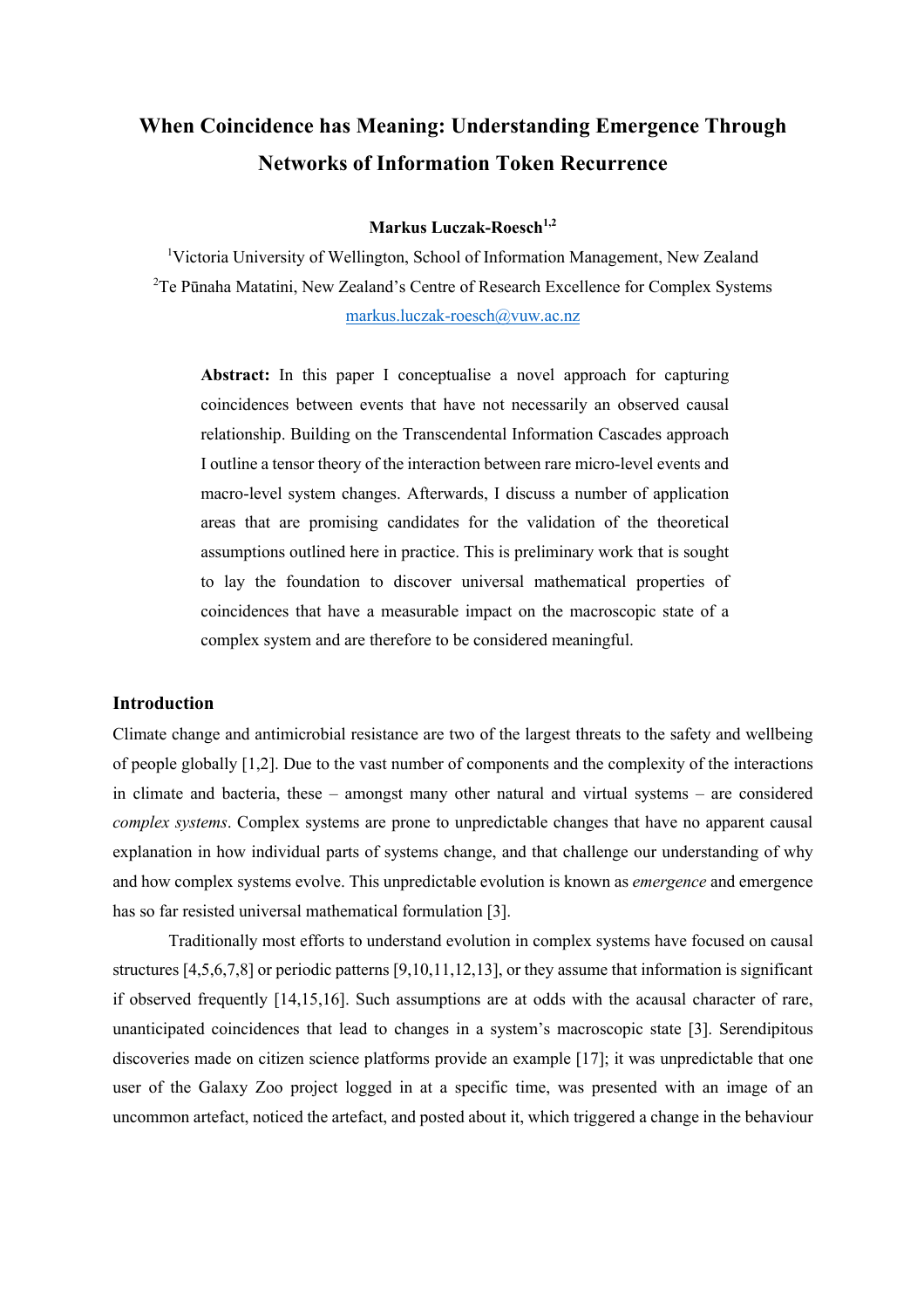# When Coincidence has Meaning: Understanding Emergence Through Networks of Information Token Recurrence

**Markus Luczak-Roesch[1,2]**

[1]Victoria University of Wellington, School of Information Management, New Zealand

[2]Te Pūnaha Matatini, New Zealand's Centre of Research Excellence for Complex Systems

markus.luczak-roesch@vuw.ac.nz

**Abstract:** In this paper I conceptualise a novel approach for capturing coincidences between events that have not necessarily an observed causal relationship. Building on the Transcendental Information Cascades approach I outline a tensor theory of the interaction between rare micro-level events and macro-level system changes. Afterwards, I discuss a number of application areas that are promising candidates for the validation of the theoretical assumptions outlined here in practice. This is preliminary work that is sought to lay the foundation to discover universal mathematical properties of coincidences that have a measurable impact on the macroscopic state of a complex system and are therefore to be considered meaningful.

## Introduction

Climate change and antimicrobial resistance are two of the largest threats to the safety and wellbeing of people globally [1,2]. Due to the vast number of components and the complexity of the interactions in climate and bacteria, these – amongst many other natural and virtual systems – are considered *complex systems*. Complex systems are prone to unpredictable changes that have no apparent causal explanation in how individual parts of systems change, and that challenge our understanding of why and how complex systems evolve. This unpredictable evolution is known as *emergence* and emergence has so far resisted universal mathematical formulation [3].

Traditionally most efforts to understand evolution in complex systems have focused on causal structures [4,5,6,7,8] or periodic patterns [9,10,11,12,13], or they assume that information is significant if observed frequently [14,15,16]. Such assumptions are at odds with the acausal character of rare, unanticipated coincidences that lead to changes in a system's macroscopic state [3]. Serendipitous discoveries made on citizen science platforms provide an example [17]; it was unpredictable that one user of the Galaxy Zoo project logged in at a specific time, was presented with an image of an uncommon artefact, noticed the artefact, and posted about it, which triggered a change in the behaviour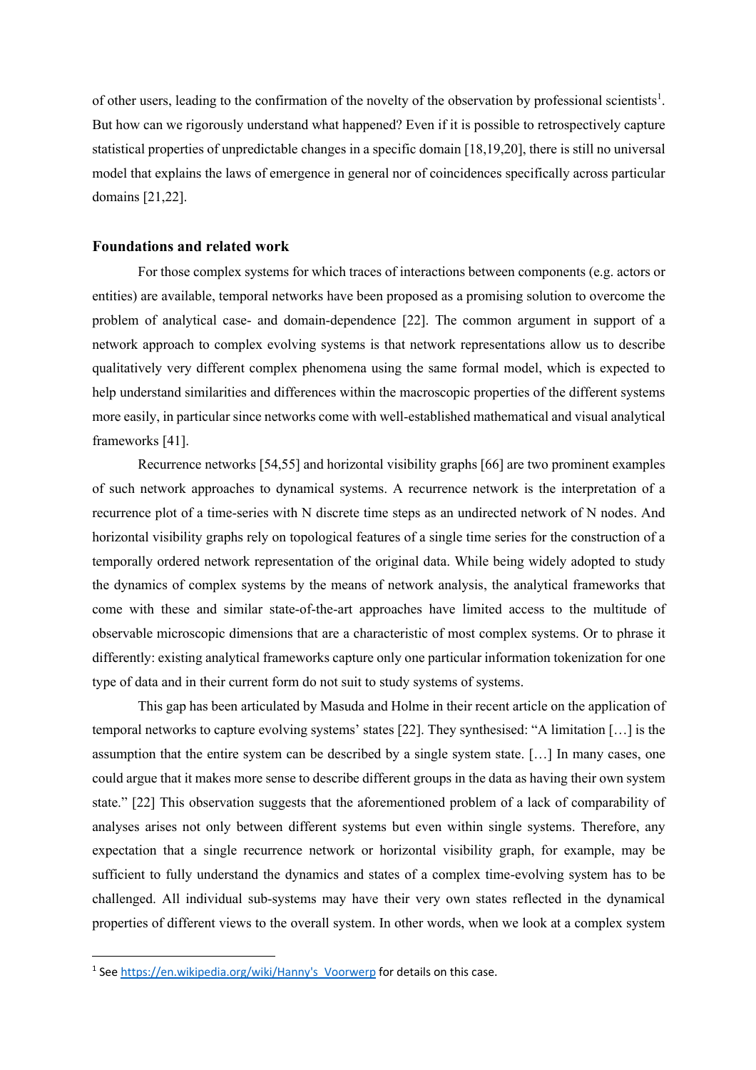of other users, leading to the confirmation of the novelty of the observation by professional scientists[1]. But how can we rigorously understand what happened? Even if it is possible to retrospectively capture statistical properties of unpredictable changes in a specific domain [18,19,20], there is still no universal model that explains the laws of emergence in general nor of coincidences specifically across particular domains [21,22].

## Foundations and related work

For those complex systems for which traces of interactions between components (e.g. actors or entities) are available, temporal networks have been proposed as a promising solution to overcome the problem of analytical case- and domain-dependence [22]. The common argument in support of a network approach to complex evolving systems is that network representations allow us to describe qualitatively very different complex phenomena using the same formal model, which is expected to help understand similarities and differences within the macroscopic properties of the different systems more easily, in particular since networks come with well-established mathematical and visual analytical frameworks [41].

Recurrence networks [54,55] and horizontal visibility graphs [66] are two prominent examples of such network approaches to dynamical systems. A recurrence network is the interpretation of a recurrence plot of a time-series with N discrete time steps as an undirected network of N nodes. And horizontal visibility graphs rely on topological features of a single time series for the construction of a temporally ordered network representation of the original data. While being widely adopted to study the dynamics of complex systems by the means of network analysis, the analytical frameworks that come with these and similar state-of-the-art approaches have limited access to the multitude of observable microscopic dimensions that are a characteristic of most complex systems. Or to phrase it differently: existing analytical frameworks capture only one particular information tokenization for one type of data and in their current form do not suit to study systems of systems.

This gap has been articulated by Masuda and Holme in their recent article on the application of temporal networks to capture evolving systems' states [22]. They synthesised: "A limitation […] is the assumption that the entire system can be described by a single system state. […] In many cases, one could argue that it makes more sense to describe different groups in the data as having their own system state." [22] This observation suggests that the aforementioned problem of a lack of comparability of analyses arises not only between different systems but even within single systems. Therefore, any expectation that a single recurrence network or horizontal visibility graph, for example, may be sufficient to fully understand the dynamics and states of a complex time-evolving system has to be challenged. All individual sub-systems may have their very own states reflected in the dynamical properties of different views to the overall system. In other words, when we look at a complex system

---

[1] See https://en.wikipedia.org/wiki/Hanny's_Voorwerp for details on this case.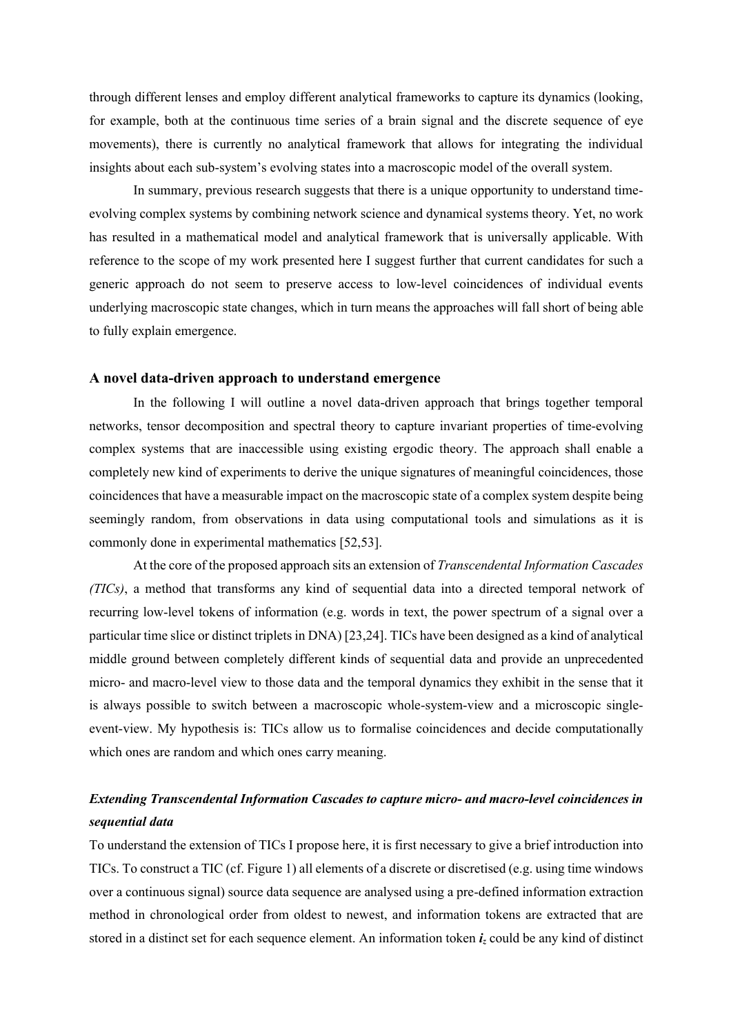through different lenses and employ different analytical frameworks to capture its dynamics (looking, for example, both at the continuous time series of a brain signal and the discrete sequence of eye movements), there is currently no analytical framework that allows for integrating the individual insights about each sub-system's evolving states into a macroscopic model of the overall system.

In summary, previous research suggests that there is a unique opportunity to understand time-evolving complex systems by combining network science and dynamical systems theory. Yet, no work has resulted in a mathematical model and analytical framework that is universally applicable. With reference to the scope of my work presented here I suggest further that current candidates for such a generic approach do not seem to preserve access to low-level coincidences of individual events underlying macroscopic state changes, which in turn means the approaches will fall short of being able to fully explain emergence.

## A novel data-driven approach to understand emergence

In the following I will outline a novel data-driven approach that brings together temporal networks, tensor decomposition and spectral theory to capture invariant properties of time-evolving complex systems that are inaccessible using existing ergodic theory. The approach shall enable a completely new kind of experiments to derive the unique signatures of meaningful coincidences, those coincidences that have a measurable impact on the macroscopic state of a complex system despite being seemingly random, from observations in data using computational tools and simulations as it is commonly done in experimental mathematics [52,53].

At the core of the proposed approach sits an extension of *Transcendental Information Cascades (TICs)*, a method that transforms any kind of sequential data into a directed temporal network of recurring low-level tokens of information (e.g. words in text, the power spectrum of a signal over a particular time slice or distinct triplets in DNA) [23,24]. TICs have been designed as a kind of analytical middle ground between completely different kinds of sequential data and provide an unprecedented micro- and macro-level view to those data and the temporal dynamics they exhibit in the sense that it is always possible to switch between a macroscopic whole-system-view and a microscopic single-event-view. My hypothesis is: TICs allow us to formalise coincidences and decide computationally which ones are random and which ones carry meaning.

### *Extending Transcendental Information Cascades to capture micro- and macro-level coincidences in sequential data*

To understand the extension of TICs I propose here, it is first necessary to give a brief introduction into TICs. To construct a TIC (cf. Figure 1) all elements of a discrete or discretised (e.g. using time windows over a continuous signal) source data sequence are analysed using a pre-defined information extraction method in chronological order from oldest to newest, and information tokens are extracted that are stored in a distinct set for each sequence element. An information token $i_z$ could be any kind of distinct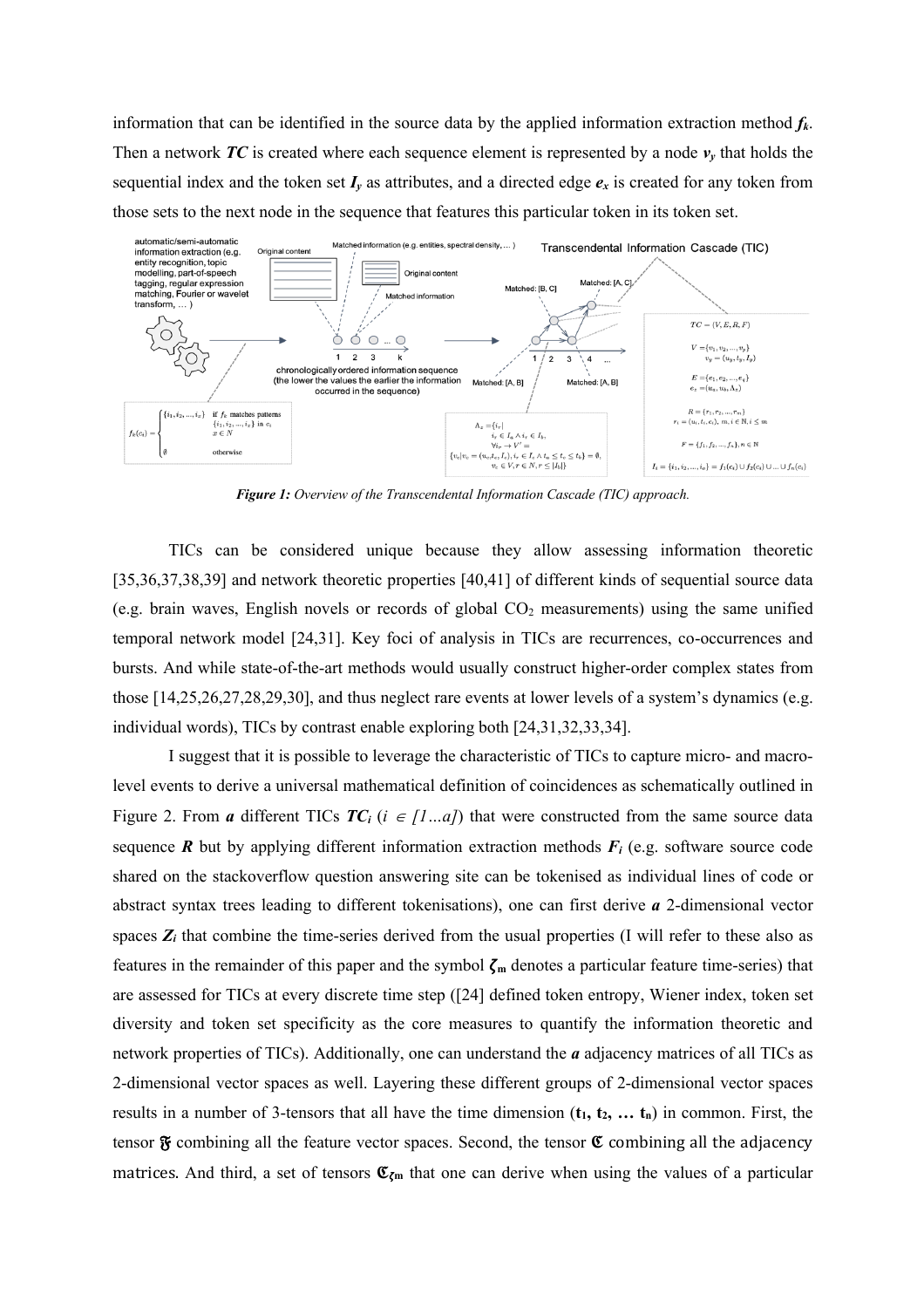information that can be identified in the source data by the applied information extraction method $\boldsymbol{f_k}$. Then a network $\boldsymbol{TC}$ is created where each sequence element is represented by a node $\boldsymbol{v_y}$ that holds the sequential index and the token set $\boldsymbol{I_y}$ as attributes, and a directed edge $\boldsymbol{e_x}$ is created for any token from those sets to the next node in the sequence that features this particular token in its token set.

***Figure 1:*** *Overview of the Transcendental Information Cascade (TIC) approach.*

TICs can be considered unique because they allow assessing information theoretic [35,36,37,38,39] and network theoretic properties [40,41] of different kinds of sequential source data (e.g. brain waves, English novels or records of global $CO_2$ measurements) using the same unified temporal network model [24,31]. Key foci of analysis in TICs are recurrences, co-occurrences and bursts. And while state-of-the-art methods would usually construct higher-order complex states from those [14,25,26,27,28,29,30], and thus neglect rare events at lower levels of a system's dynamics (e.g. individual words), TICs by contrast enable exploring both [24,31,32,33,34].

I suggest that it is possible to leverage the characteristic of TICs to capture micro- and macro-level events to derive a universal mathematical definition of coincidences as schematically outlined in Figure 2. From $\boldsymbol{a}$ different TICs $\boldsymbol{TC_i}$ ($i \in [1 \ldots a]$) that were constructed from the same source data sequence $\boldsymbol{R}$ but by applying different information extraction methods $\boldsymbol{F_i}$ (e.g. software source code shared on the stackoverflow question answering site can be tokenised as individual lines of code or abstract syntax trees leading to different tokenisations), one can first derive $\boldsymbol{a}$ 2-dimensional vector spaces $\boldsymbol{Z_i}$ that combine the time-series derived from the usual properties (I will refer to these also as features in the remainder of this paper and the symbol $\boldsymbol{\zeta_m}$ denotes a particular feature time-series) that are assessed for TICs at every discrete time step ([24] defined token entropy, Wiener index, token set diversity and token set specificity as the core measures to quantify the information theoretic and network properties of TICs). Additionally, one can understand the $\boldsymbol{a}$ adjacency matrices of all TICs as 2-dimensional vector spaces as well. Layering these different groups of 2-dimensional vector spaces results in a number of 3-tensors that all have the time dimension ($\mathbf{t_1, t_2, \ldots t_n}$) in common. First, the tensor $\mathfrak{F}$ combining all the feature vector spaces. Second, the tensor $\mathfrak{C}$ combining all the adjacency matrices. And third, a set of tensors $\mathfrak{C}_{\zeta_m}$ that one can derive when using the values of a particular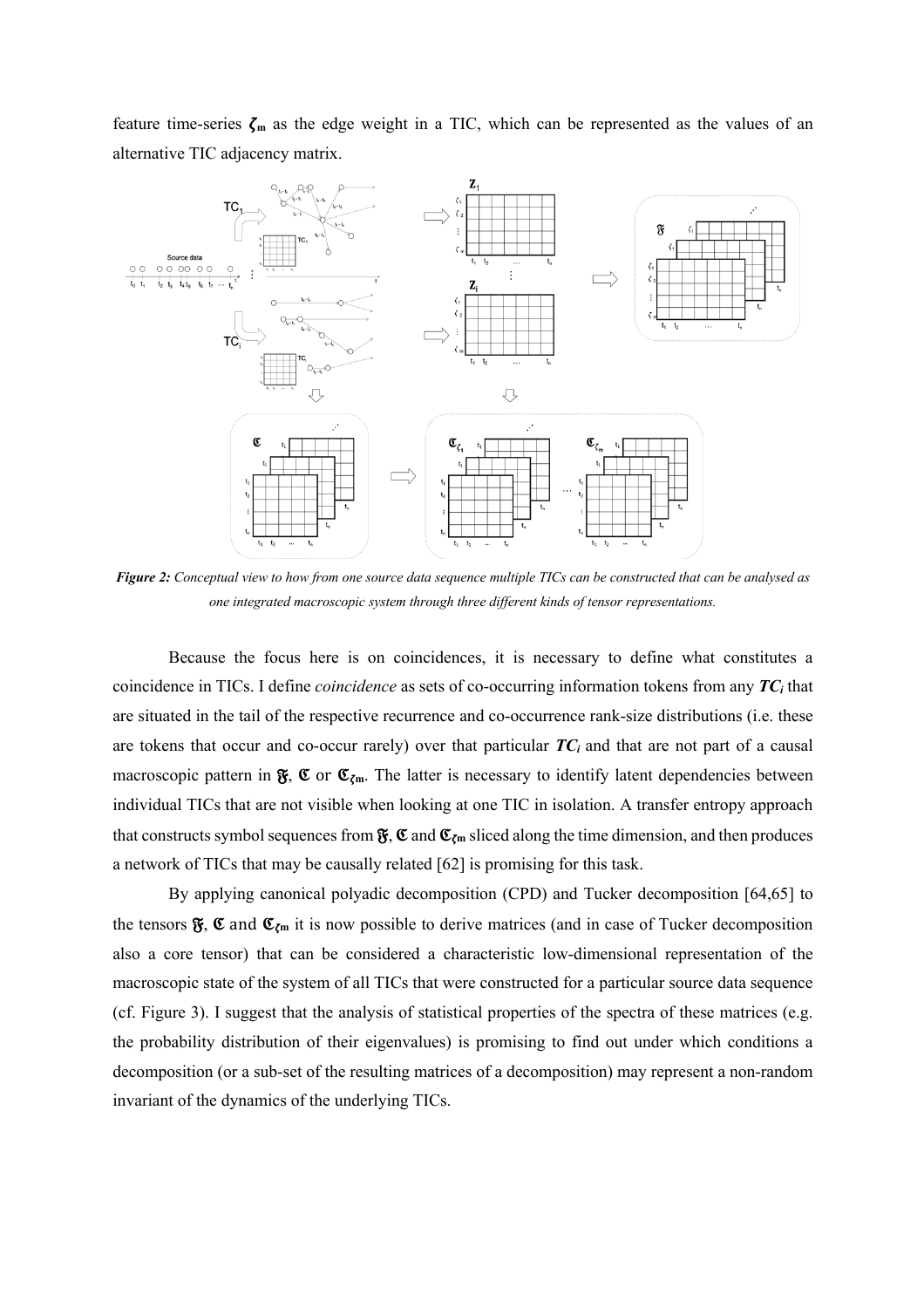feature time-series $\boldsymbol{\zeta}_{\mathbf{m}}$ as the edge weight in a TIC, which can be represented as the values of an alternative TIC adjacency matrix.

***Figure 2:*** *Conceptual view to how from one source data sequence multiple TICs can be constructed that can be analysed as one integrated macroscopic system through three different kinds of tensor representations.*

Because the focus here is on coincidences, it is necessary to define what constitutes a coincidence in TICs. I define *coincidence* as sets of co-occurring information tokens from any $\boldsymbol{TC_i}$ that are situated in the tail of the respective recurrence and co-occurrence rank-size distributions (i.e. these are tokens that occur and co-occur rarely) over that particular $\boldsymbol{TC_i}$ and that are not part of a causal macroscopic pattern in $\mathfrak{F}$, $\mathfrak{C}$ or $\mathfrak{C}_{\zeta m}$. The latter is necessary to identify latent dependencies between individual TICs that are not visible when looking at one TIC in isolation. A transfer entropy approach that constructs symbol sequences from $\mathfrak{F}$, $\mathfrak{C}$ and $\mathfrak{C}_{\zeta m}$ sliced along the time dimension, and then produces a network of TICs that may be causally related [62] is promising for this task.

By applying canonical polyadic decomposition (CPD) and Tucker decomposition [64,65] to the tensors $\mathfrak{F}$, $\mathfrak{C}$ and $\mathfrak{C}_{\zeta m}$ it is now possible to derive matrices (and in case of Tucker decomposition also a core tensor) that can be considered a characteristic low-dimensional representation of the macroscopic state of the system of all TICs that were constructed for a particular source data sequence (cf. Figure 3). I suggest that the analysis of statistical properties of the spectra of these matrices (e.g. the probability distribution of their eigenvalues) is promising to find out under which conditions a decomposition (or a sub-set of the resulting matrices of a decomposition) may represent a non-random invariant of the dynamics of the underlying TICs.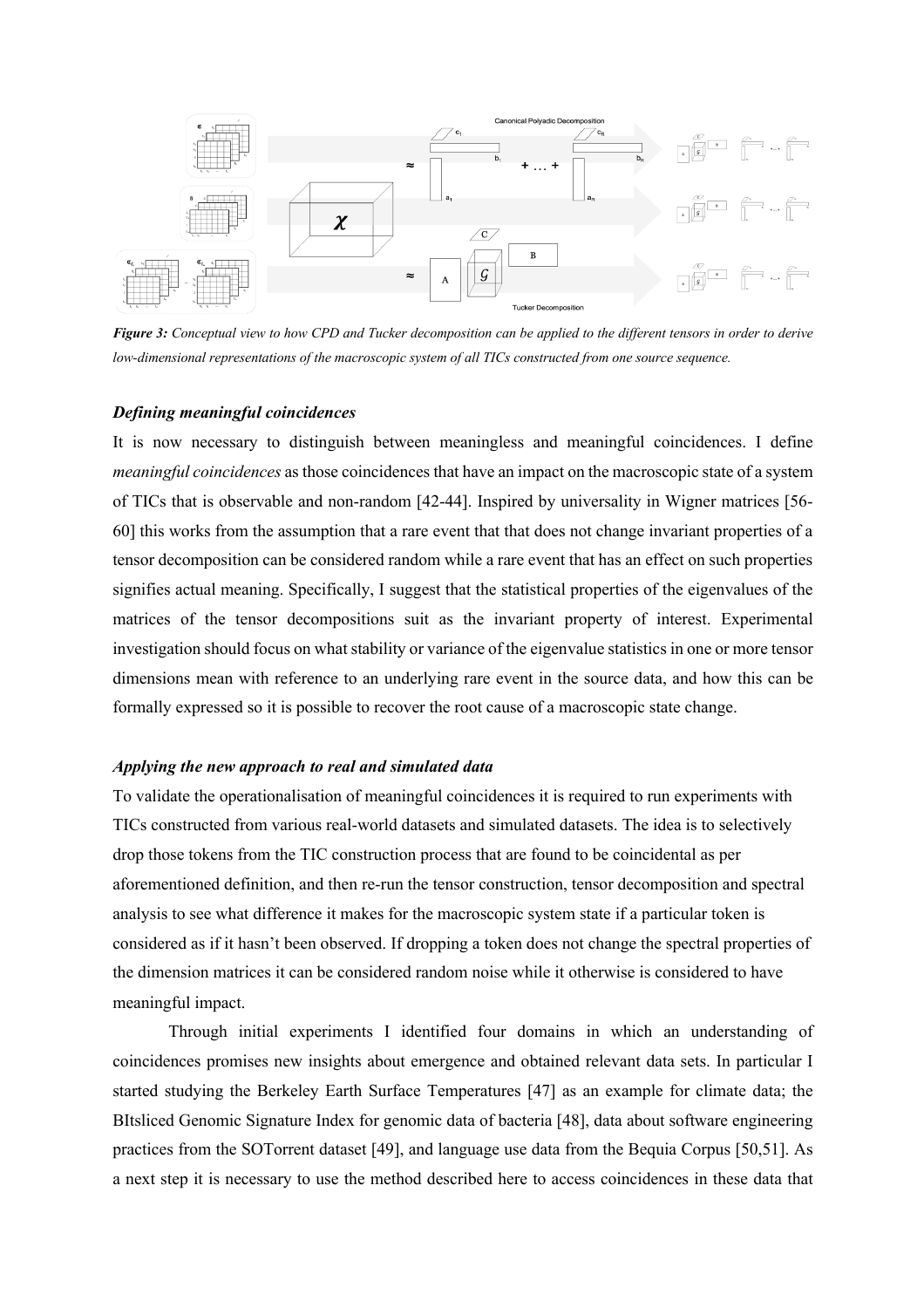*Figure 3: Conceptual view to how CPD and Tucker decomposition can be applied to the different tensors in order to derive low-dimensional representations of the macroscopic system of all TICs constructed from one source sequence.*

### *Defining meaningful coincidences*

It is now necessary to distinguish between meaningless and meaningful coincidences. I define *meaningful coincidences* as those coincidences that have an impact on the macroscopic state of a system of TICs that is observable and non-random [42-44]. Inspired by universality in Wigner matrices [56-60] this works from the assumption that a rare event that that does not change invariant properties of a tensor decomposition can be considered random while a rare event that has an effect on such properties signifies actual meaning. Specifically, I suggest that the statistical properties of the eigenvalues of the matrices of the tensor decompositions suit as the invariant property of interest. Experimental investigation should focus on what stability or variance of the eigenvalue statistics in one or more tensor dimensions mean with reference to an underlying rare event in the source data, and how this can be formally expressed so it is possible to recover the root cause of a macroscopic state change.

### *Applying the new approach to real and simulated data*

To validate the operationalisation of meaningful coincidences it is required to run experiments with TICs constructed from various real-world datasets and simulated datasets. The idea is to selectively drop those tokens from the TIC construction process that are found to be coincidental as per aforementioned definition, and then re-run the tensor construction, tensor decomposition and spectral analysis to see what difference it makes for the macroscopic system state if a particular token is considered as if it hasn't been observed. If dropping a token does not change the spectral properties of the dimension matrices it can be considered random noise while it otherwise is considered to have meaningful impact.

Through initial experiments I identified four domains in which an understanding of coincidences promises new insights about emergence and obtained relevant data sets. In particular I started studying the Berkeley Earth Surface Temperatures [47] as an example for climate data; the BItsliced Genomic Signature Index for genomic data of bacteria [48], data about software engineering practices from the SOTorrent dataset [49], and language use data from the Bequia Corpus [50,51]. As a next step it is necessary to use the method described here to access coincidences in these data that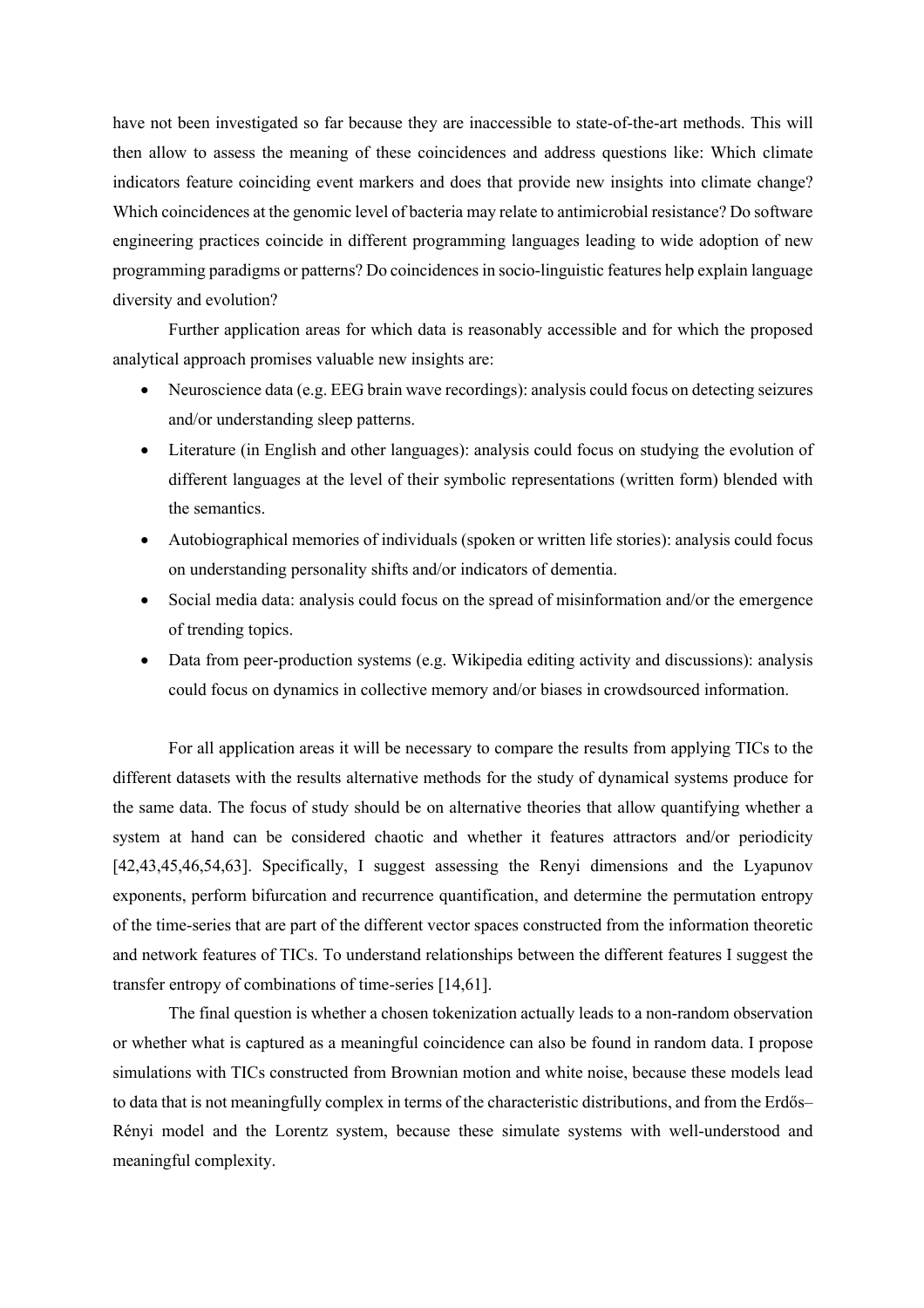have not been investigated so far because they are inaccessible to state-of-the-art methods. This will then allow to assess the meaning of these coincidences and address questions like: Which climate indicators feature coinciding event markers and does that provide new insights into climate change? Which coincidences at the genomic level of bacteria may relate to antimicrobial resistance? Do software engineering practices coincide in different programming languages leading to wide adoption of new programming paradigms or patterns? Do coincidences in socio-linguistic features help explain language diversity and evolution?

Further application areas for which data is reasonably accessible and for which the proposed analytical approach promises valuable new insights are:

- Neuroscience data (e.g. EEG brain wave recordings): analysis could focus on detecting seizures and/or understanding sleep patterns.
- Literature (in English and other languages): analysis could focus on studying the evolution of different languages at the level of their symbolic representations (written form) blended with the semantics.
- Autobiographical memories of individuals (spoken or written life stories): analysis could focus on understanding personality shifts and/or indicators of dementia.
- Social media data: analysis could focus on the spread of misinformation and/or the emergence of trending topics.
- Data from peer-production systems (e.g. Wikipedia editing activity and discussions): analysis could focus on dynamics in collective memory and/or biases in crowdsourced information.

For all application areas it will be necessary to compare the results from applying TICs to the different datasets with the results alternative methods for the study of dynamical systems produce for the same data. The focus of study should be on alternative theories that allow quantifying whether a system at hand can be considered chaotic and whether it features attractors and/or periodicity [42,43,45,46,54,63]. Specifically, I suggest assessing the Renyi dimensions and the Lyapunov exponents, perform bifurcation and recurrence quantification, and determine the permutation entropy of the time-series that are part of the different vector spaces constructed from the information theoretic and network features of TICs. To understand relationships between the different features I suggest the transfer entropy of combinations of time-series [14,61].

The final question is whether a chosen tokenization actually leads to a non-random observation or whether what is captured as a meaningful coincidence can also be found in random data. I propose simulations with TICs constructed from Brownian motion and white noise, because these models lead to data that is not meaningfully complex in terms of the characteristic distributions, and from the Erdős–Rényi model and the Lorentz system, because these simulate systems with well-understood and meaningful complexity.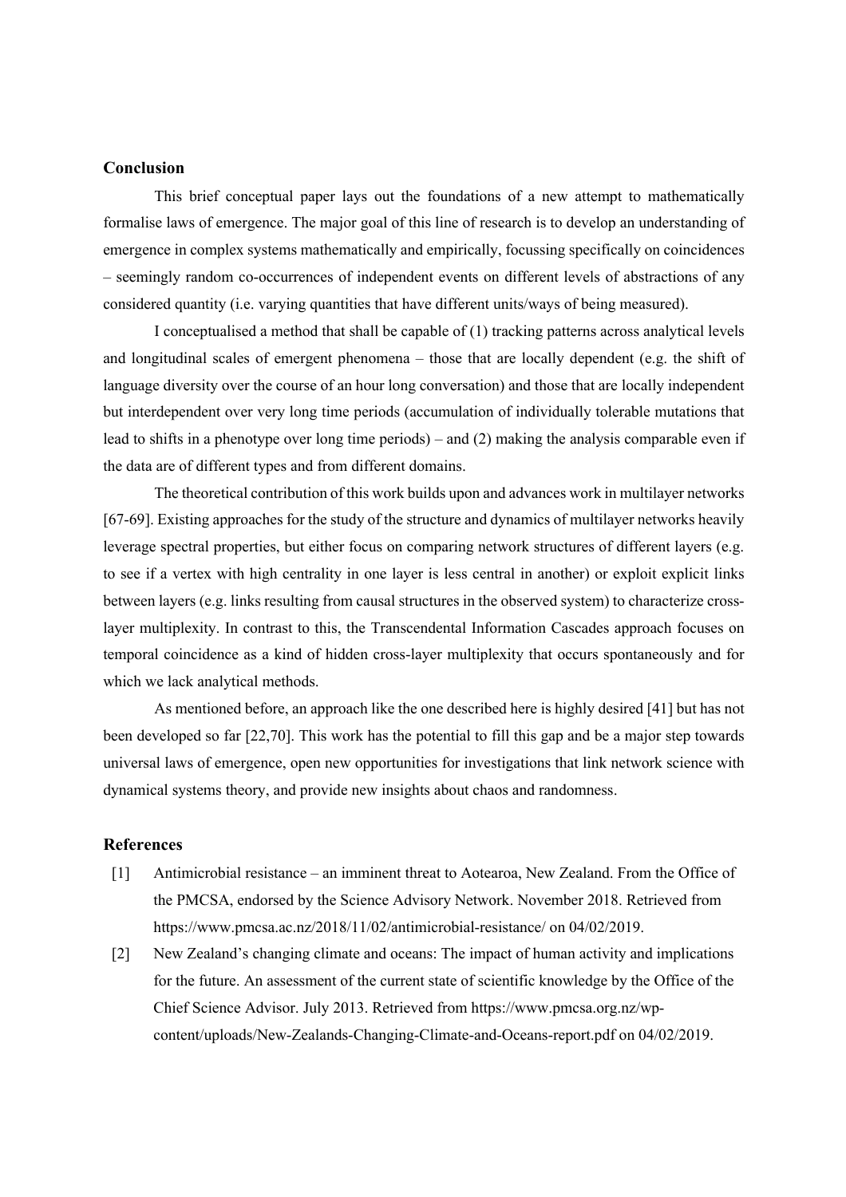## Conclusion

This brief conceptual paper lays out the foundations of a new attempt to mathematically formalise laws of emergence. The major goal of this line of research is to develop an understanding of emergence in complex systems mathematically and empirically, focussing specifically on coincidences – seemingly random co-occurrences of independent events on different levels of abstractions of any considered quantity (i.e. varying quantities that have different units/ways of being measured).

I conceptualised a method that shall be capable of (1) tracking patterns across analytical levels and longitudinal scales of emergent phenomena – those that are locally dependent (e.g. the shift of language diversity over the course of an hour long conversation) and those that are locally independent but interdependent over very long time periods (accumulation of individually tolerable mutations that lead to shifts in a phenotype over long time periods) – and (2) making the analysis comparable even if the data are of different types and from different domains.

The theoretical contribution of this work builds upon and advances work in multilayer networks [67-69]. Existing approaches for the study of the structure and dynamics of multilayer networks heavily leverage spectral properties, but either focus on comparing network structures of different layers (e.g. to see if a vertex with high centrality in one layer is less central in another) or exploit explicit links between layers (e.g. links resulting from causal structures in the observed system) to characterize cross-layer multiplexity. In contrast to this, the Transcendental Information Cascades approach focuses on temporal coincidence as a kind of hidden cross-layer multiplexity that occurs spontaneously and for which we lack analytical methods.

As mentioned before, an approach like the one described here is highly desired [41] but has not been developed so far [22,70]. This work has the potential to fill this gap and be a major step towards universal laws of emergence, open new opportunities for investigations that link network science with dynamical systems theory, and provide new insights about chaos and randomness.

## References

[1] Antimicrobial resistance – an imminent threat to Aotearoa, New Zealand. From the Office of the PMCSA, endorsed by the Science Advisory Network. November 2018. Retrieved from https://www.pmcsa.ac.nz/2018/11/02/antimicrobial-resistance/ on 04/02/2019.

[2] New Zealand's changing climate and oceans: The impact of human activity and implications for the future. An assessment of the current state of scientific knowledge by the Office of the Chief Science Advisor. July 2013. Retrieved from https://www.pmcsa.org.nz/wp-content/uploads/New-Zealands-Changing-Climate-and-Oceans-report.pdf on 04/02/2019.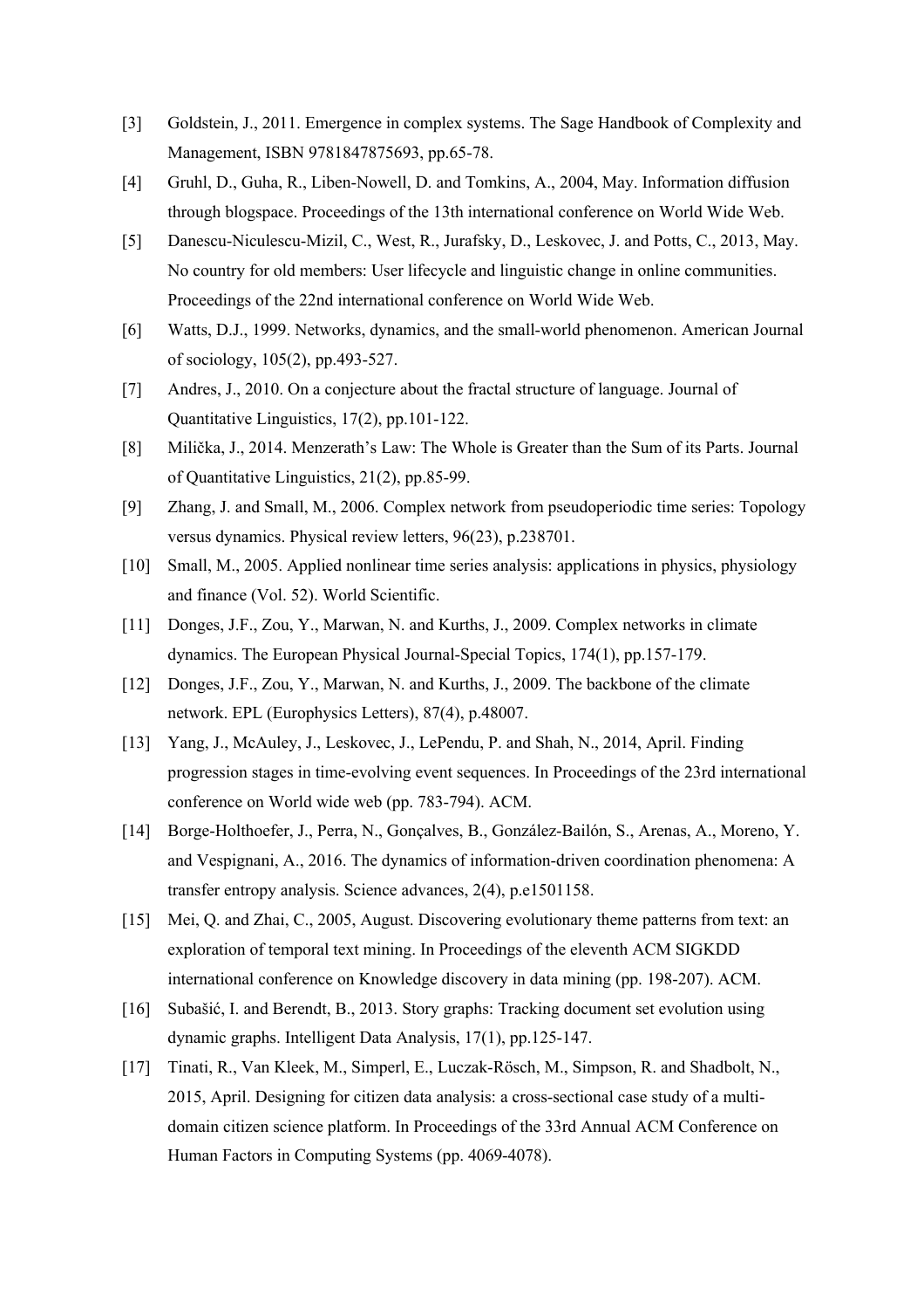[3] Goldstein, J., 2011. Emergence in complex systems. The Sage Handbook of Complexity and Management, ISBN 9781847875693, pp.65-78.

[4] Gruhl, D., Guha, R., Liben-Nowell, D. and Tomkins, A., 2004, May. Information diffusion through blogspace. Proceedings of the 13th international conference on World Wide Web.

[5] Danescu-Niculescu-Mizil, C., West, R., Jurafsky, D., Leskovec, J. and Potts, C., 2013, May. No country for old members: User lifecycle and linguistic change in online communities. Proceedings of the 22nd international conference on World Wide Web.

[6] Watts, D.J., 1999. Networks, dynamics, and the small-world phenomenon. American Journal of sociology, 105(2), pp.493-527.

[7] Andres, J., 2010. On a conjecture about the fractal structure of language. Journal of Quantitative Linguistics, 17(2), pp.101-122.

[8] Milička, J., 2014. Menzerath's Law: The Whole is Greater than the Sum of its Parts. Journal of Quantitative Linguistics, 21(2), pp.85-99.

[9] Zhang, J. and Small, M., 2006. Complex network from pseudoperiodic time series: Topology versus dynamics. Physical review letters, 96(23), p.238701.

[10] Small, M., 2005. Applied nonlinear time series analysis: applications in physics, physiology and finance (Vol. 52). World Scientific.

[11] Donges, J.F., Zou, Y., Marwan, N. and Kurths, J., 2009. Complex networks in climate dynamics. The European Physical Journal-Special Topics, 174(1), pp.157-179.

[12] Donges, J.F., Zou, Y., Marwan, N. and Kurths, J., 2009. The backbone of the climate network. EPL (Europhysics Letters), 87(4), p.48007.

[13] Yang, J., McAuley, J., Leskovec, J., LePendu, P. and Shah, N., 2014, April. Finding progression stages in time-evolving event sequences. In Proceedings of the 23rd international conference on World wide web (pp. 783-794). ACM.

[14] Borge-Holthoefer, J., Perra, N., Gonçalves, B., González-Bailón, S., Arenas, A., Moreno, Y. and Vespignani, A., 2016. The dynamics of information-driven coordination phenomena: A transfer entropy analysis. Science advances, 2(4), p.e1501158.

[15] Mei, Q. and Zhai, C., 2005, August. Discovering evolutionary theme patterns from text: an exploration of temporal text mining. In Proceedings of the eleventh ACM SIGKDD international conference on Knowledge discovery in data mining (pp. 198-207). ACM.

[16] Subašić, I. and Berendt, B., 2013. Story graphs: Tracking document set evolution using dynamic graphs. Intelligent Data Analysis, 17(1), pp.125-147.

[17] Tinati, R., Van Kleek, M., Simperl, E., Luczak-Rösch, M., Simpson, R. and Shadbolt, N., 2015, April. Designing for citizen data analysis: a cross-sectional case study of a multi-domain citizen science platform. In Proceedings of the 33rd Annual ACM Conference on Human Factors in Computing Systems (pp. 4069-4078).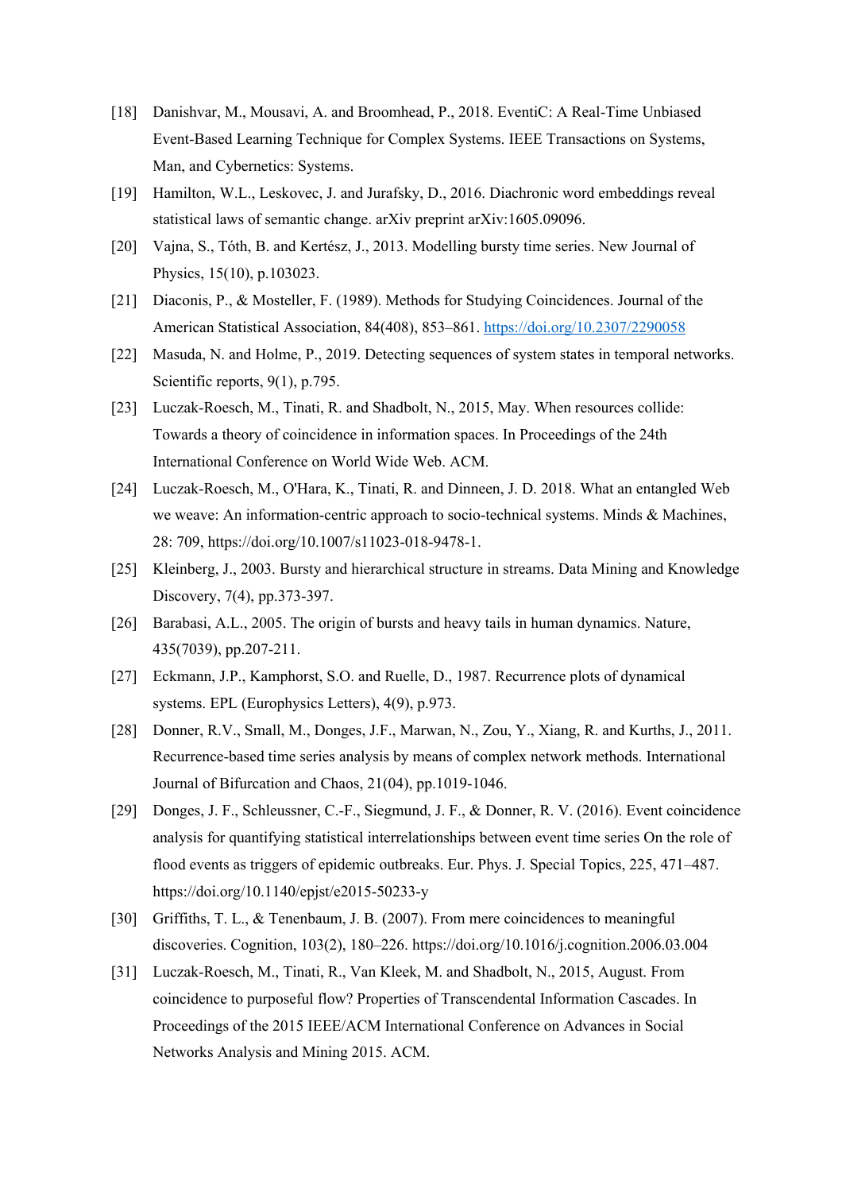[18] Danishvar, M., Mousavi, A. and Broomhead, P., 2018. EventiC: A Real-Time Unbiased Event-Based Learning Technique for Complex Systems. IEEE Transactions on Systems, Man, and Cybernetics: Systems.

[19] Hamilton, W.L., Leskovec, J. and Jurafsky, D., 2016. Diachronic word embeddings reveal statistical laws of semantic change. arXiv preprint arXiv:1605.09096.

[20] Vajna, S., Tóth, B. and Kertész, J., 2013. Modelling bursty time series. New Journal of Physics, 15(10), p.103023.

[21] Diaconis, P., & Mosteller, F. (1989). Methods for Studying Coincidences. Journal of the American Statistical Association, 84(408), 853–861. https://doi.org/10.2307/2290058

[22] Masuda, N. and Holme, P., 2019. Detecting sequences of system states in temporal networks. Scientific reports, 9(1), p.795.

[23] Luczak-Roesch, M., Tinati, R. and Shadbolt, N., 2015, May. When resources collide: Towards a theory of coincidence in information spaces. In Proceedings of the 24th International Conference on World Wide Web. ACM.

[24] Luczak-Roesch, M., O'Hara, K., Tinati, R. and Dinneen, J. D. 2018. What an entangled Web we weave: An information-centric approach to socio-technical systems. Minds & Machines, 28: 709, https://doi.org/10.1007/s11023-018-9478-1.

[25] Kleinberg, J., 2003. Bursty and hierarchical structure in streams. Data Mining and Knowledge Discovery, 7(4), pp.373-397.

[26] Barabasi, A.L., 2005. The origin of bursts and heavy tails in human dynamics. Nature, 435(7039), pp.207-211.

[27] Eckmann, J.P., Kamphorst, S.O. and Ruelle, D., 1987. Recurrence plots of dynamical systems. EPL (Europhysics Letters), 4(9), p.973.

[28] Donner, R.V., Small, M., Donges, J.F., Marwan, N., Zou, Y., Xiang, R. and Kurths, J., 2011. Recurrence-based time series analysis by means of complex network methods. International Journal of Bifurcation and Chaos, 21(04), pp.1019-1046.

[29] Donges, J. F., Schleussner, C.-F., Siegmund, J. F., & Donner, R. V. (2016). Event coincidence analysis for quantifying statistical interrelationships between event time series On the role of flood events as triggers of epidemic outbreaks. Eur. Phys. J. Special Topics, 225, 471–487. https://doi.org/10.1140/epjst/e2015-50233-y

[30] Griffiths, T. L., & Tenenbaum, J. B. (2007). From mere coincidences to meaningful discoveries. Cognition, 103(2), 180–226. https://doi.org/10.1016/j.cognition.2006.03.004

[31] Luczak-Roesch, M., Tinati, R., Van Kleek, M. and Shadbolt, N., 2015, August. From coincidence to purposeful flow? Properties of Transcendental Information Cascades. In Proceedings of the 2015 IEEE/ACM International Conference on Advances in Social Networks Analysis and Mining 2015. ACM.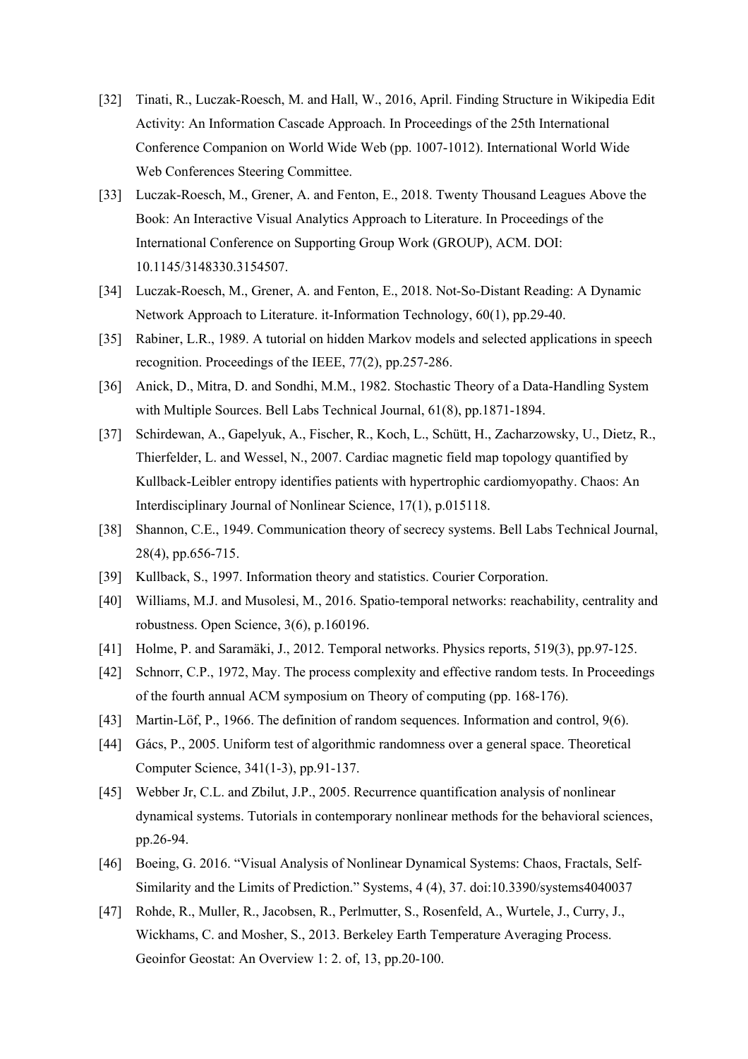[32] Tinati, R., Luczak-Roesch, M. and Hall, W., 2016, April. Finding Structure in Wikipedia Edit Activity: An Information Cascade Approach. In Proceedings of the 25th International Conference Companion on World Wide Web (pp. 1007-1012). International World Wide Web Conferences Steering Committee.

[33] Luczak-Roesch, M., Grener, A. and Fenton, E., 2018. Twenty Thousand Leagues Above the Book: An Interactive Visual Analytics Approach to Literature. In Proceedings of the International Conference on Supporting Group Work (GROUP), ACM. DOI: 10.1145/3148330.3154507.

[34] Luczak-Roesch, M., Grener, A. and Fenton, E., 2018. Not-So-Distant Reading: A Dynamic Network Approach to Literature. it-Information Technology, 60(1), pp.29-40.

[35] Rabiner, L.R., 1989. A tutorial on hidden Markov models and selected applications in speech recognition. Proceedings of the IEEE, 77(2), pp.257-286.

[36] Anick, D., Mitra, D. and Sondhi, M.M., 1982. Stochastic Theory of a Data-Handling System with Multiple Sources. Bell Labs Technical Journal, 61(8), pp.1871-1894.

[37] Schirdewan, A., Gapelyuk, A., Fischer, R., Koch, L., Schütt, H., Zacharzowsky, U., Dietz, R., Thierfelder, L. and Wessel, N., 2007. Cardiac magnetic field map topology quantified by Kullback-Leibler entropy identifies patients with hypertrophic cardiomyopathy. Chaos: An Interdisciplinary Journal of Nonlinear Science, 17(1), p.015118.

[38] Shannon, C.E., 1949. Communication theory of secrecy systems. Bell Labs Technical Journal, 28(4), pp.656-715.

[39] Kullback, S., 1997. Information theory and statistics. Courier Corporation.

[40] Williams, M.J. and Musolesi, M., 2016. Spatio-temporal networks: reachability, centrality and robustness. Open Science, 3(6), p.160196.

[41] Holme, P. and Saramäki, J., 2012. Temporal networks. Physics reports, 519(3), pp.97-125.

[42] Schnorr, C.P., 1972, May. The process complexity and effective random tests. In Proceedings of the fourth annual ACM symposium on Theory of computing (pp. 168-176).

[43] Martin-Löf, P., 1966. The definition of random sequences. Information and control, 9(6).

[44] Gács, P., 2005. Uniform test of algorithmic randomness over a general space. Theoretical Computer Science, 341(1-3), pp.91-137.

[45] Webber Jr, C.L. and Zbilut, J.P., 2005. Recurrence quantification analysis of nonlinear dynamical systems. Tutorials in contemporary nonlinear methods for the behavioral sciences, pp.26-94.

[46] Boeing, G. 2016. "Visual Analysis of Nonlinear Dynamical Systems: Chaos, Fractals, Self-Similarity and the Limits of Prediction." Systems, 4 (4), 37. doi:10.3390/systems4040037

[47] Rohde, R., Muller, R., Jacobsen, R., Perlmutter, S., Rosenfeld, A., Wurtele, J., Curry, J., Wickhams, C. and Mosher, S., 2013. Berkeley Earth Temperature Averaging Process. Geoinfor Geostat: An Overview 1: 2. of, 13, pp.20-100.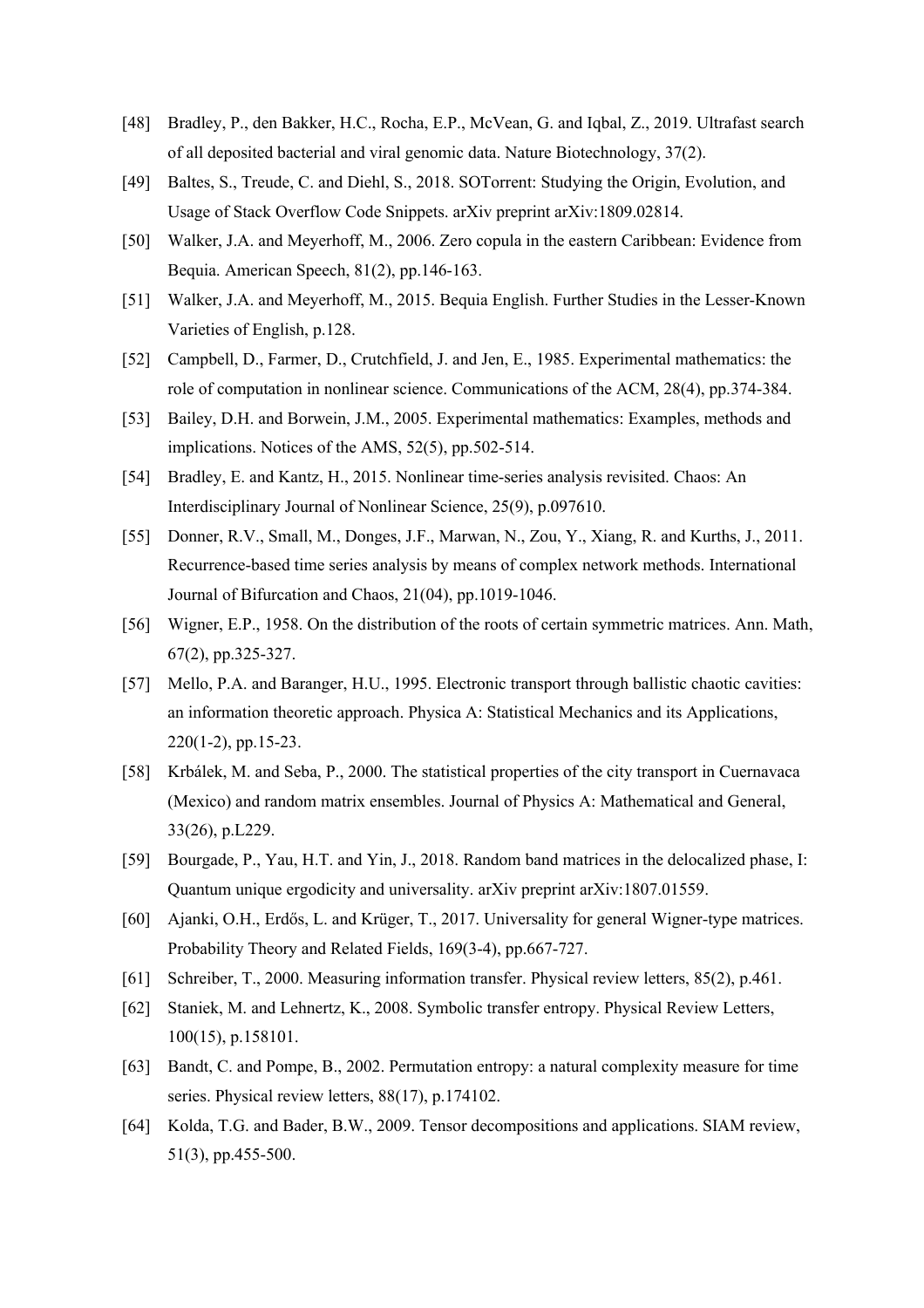[48] Bradley, P., den Bakker, H.C., Rocha, E.P., McVean, G. and Iqbal, Z., 2019. Ultrafast search of all deposited bacterial and viral genomic data. Nature Biotechnology, 37(2).

[49] Baltes, S., Treude, C. and Diehl, S., 2018. SOTorrent: Studying the Origin, Evolution, and Usage of Stack Overflow Code Snippets. arXiv preprint arXiv:1809.02814.

[50] Walker, J.A. and Meyerhoff, M., 2006. Zero copula in the eastern Caribbean: Evidence from Bequia. American Speech, 81(2), pp.146-163.

[51] Walker, J.A. and Meyerhoff, M., 2015. Bequia English. Further Studies in the Lesser-Known Varieties of English, p.128.

[52] Campbell, D., Farmer, D., Crutchfield, J. and Jen, E., 1985. Experimental mathematics: the role of computation in nonlinear science. Communications of the ACM, 28(4), pp.374-384.

[53] Bailey, D.H. and Borwein, J.M., 2005. Experimental mathematics: Examples, methods and implications. Notices of the AMS, 52(5), pp.502-514.

[54] Bradley, E. and Kantz, H., 2015. Nonlinear time-series analysis revisited. Chaos: An Interdisciplinary Journal of Nonlinear Science, 25(9), p.097610.

[55] Donner, R.V., Small, M., Donges, J.F., Marwan, N., Zou, Y., Xiang, R. and Kurths, J., 2011. Recurrence-based time series analysis by means of complex network methods. International Journal of Bifurcation and Chaos, 21(04), pp.1019-1046.

[56] Wigner, E.P., 1958. On the distribution of the roots of certain symmetric matrices. Ann. Math, 67(2), pp.325-327.

[57] Mello, P.A. and Baranger, H.U., 1995. Electronic transport through ballistic chaotic cavities: an information theoretic approach. Physica A: Statistical Mechanics and its Applications, 220(1-2), pp.15-23.

[58] Krbálek, M. and Seba, P., 2000. The statistical properties of the city transport in Cuernavaca (Mexico) and random matrix ensembles. Journal of Physics A: Mathematical and General, 33(26), p.L229.

[59] Bourgade, P., Yau, H.T. and Yin, J., 2018. Random band matrices in the delocalized phase, I: Quantum unique ergodicity and universality. arXiv preprint arXiv:1807.01559.

[60] Ajanki, O.H., Erdős, L. and Krüger, T., 2017. Universality for general Wigner-type matrices. Probability Theory and Related Fields, 169(3-4), pp.667-727.

[61] Schreiber, T., 2000. Measuring information transfer. Physical review letters, 85(2), p.461.

[62] Staniek, M. and Lehnertz, K., 2008. Symbolic transfer entropy. Physical Review Letters, 100(15), p.158101.

[63] Bandt, C. and Pompe, B., 2002. Permutation entropy: a natural complexity measure for time series. Physical review letters, 88(17), p.174102.

[64] Kolda, T.G. and Bader, B.W., 2009. Tensor decompositions and applications. SIAM review, 51(3), pp.455-500.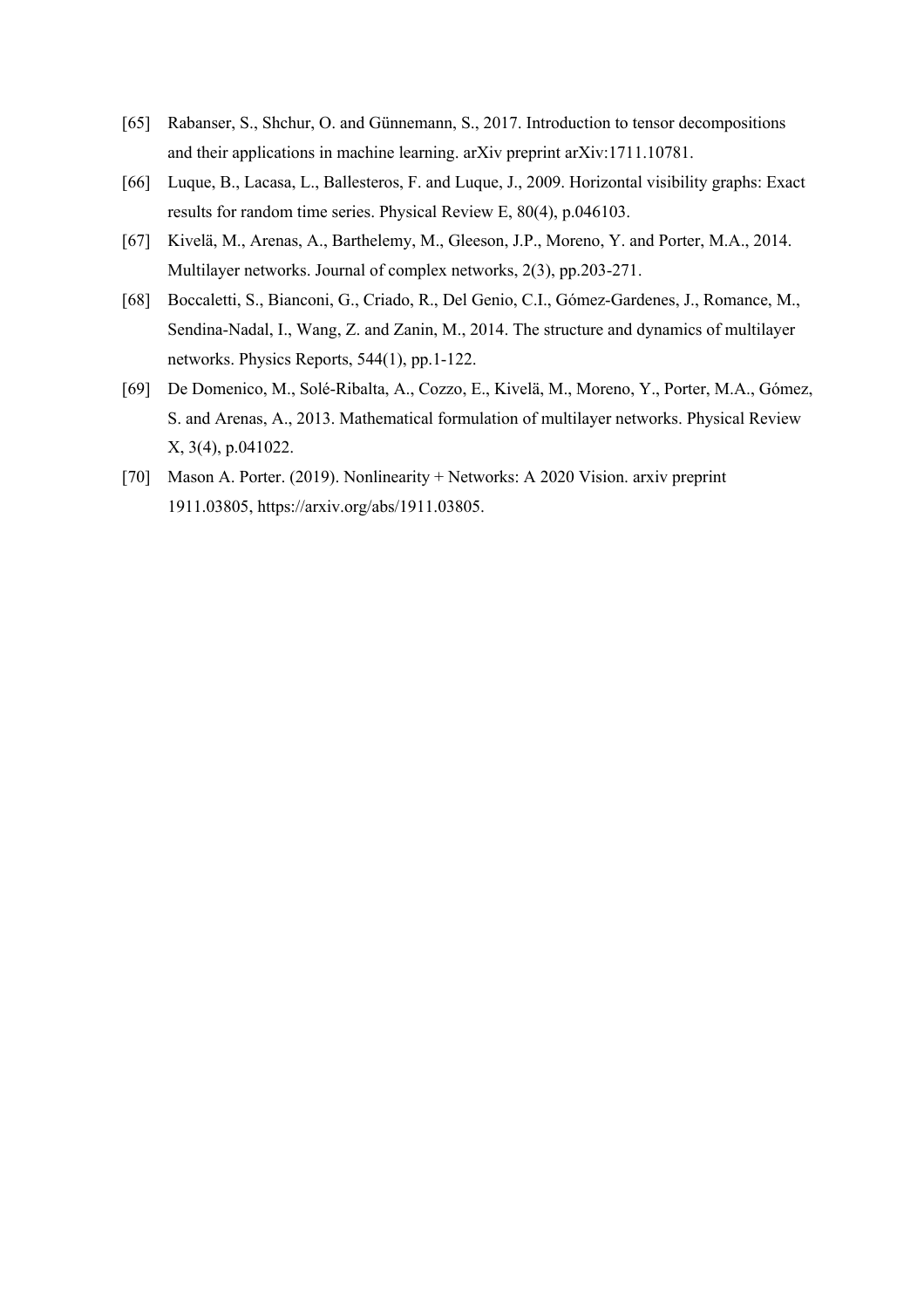[65] Rabanser, S., Shchur, O. and Günnemann, S., 2017. Introduction to tensor decompositions and their applications in machine learning. arXiv preprint arXiv:1711.10781.

[66] Luque, B., Lacasa, L., Ballesteros, F. and Luque, J., 2009. Horizontal visibility graphs: Exact results for random time series. Physical Review E, 80(4), p.046103.

[67] Kivelä, M., Arenas, A., Barthelemy, M., Gleeson, J.P., Moreno, Y. and Porter, M.A., 2014. Multilayer networks. Journal of complex networks, 2(3), pp.203-271.

[68] Boccaletti, S., Bianconi, G., Criado, R., Del Genio, C.I., Gómez-Gardenes, J., Romance, M., Sendina-Nadal, I., Wang, Z. and Zanin, M., 2014. The structure and dynamics of multilayer networks. Physics Reports, 544(1), pp.1-122.

[69] De Domenico, M., Solé-Ribalta, A., Cozzo, E., Kivelä, M., Moreno, Y., Porter, M.A., Gómez, S. and Arenas, A., 2013. Mathematical formulation of multilayer networks. Physical Review X, 3(4), p.041022.

[70] Mason A. Porter. (2019). Nonlinearity + Networks: A 2020 Vision. arxiv preprint 1911.03805, https://arxiv.org/abs/1911.03805.